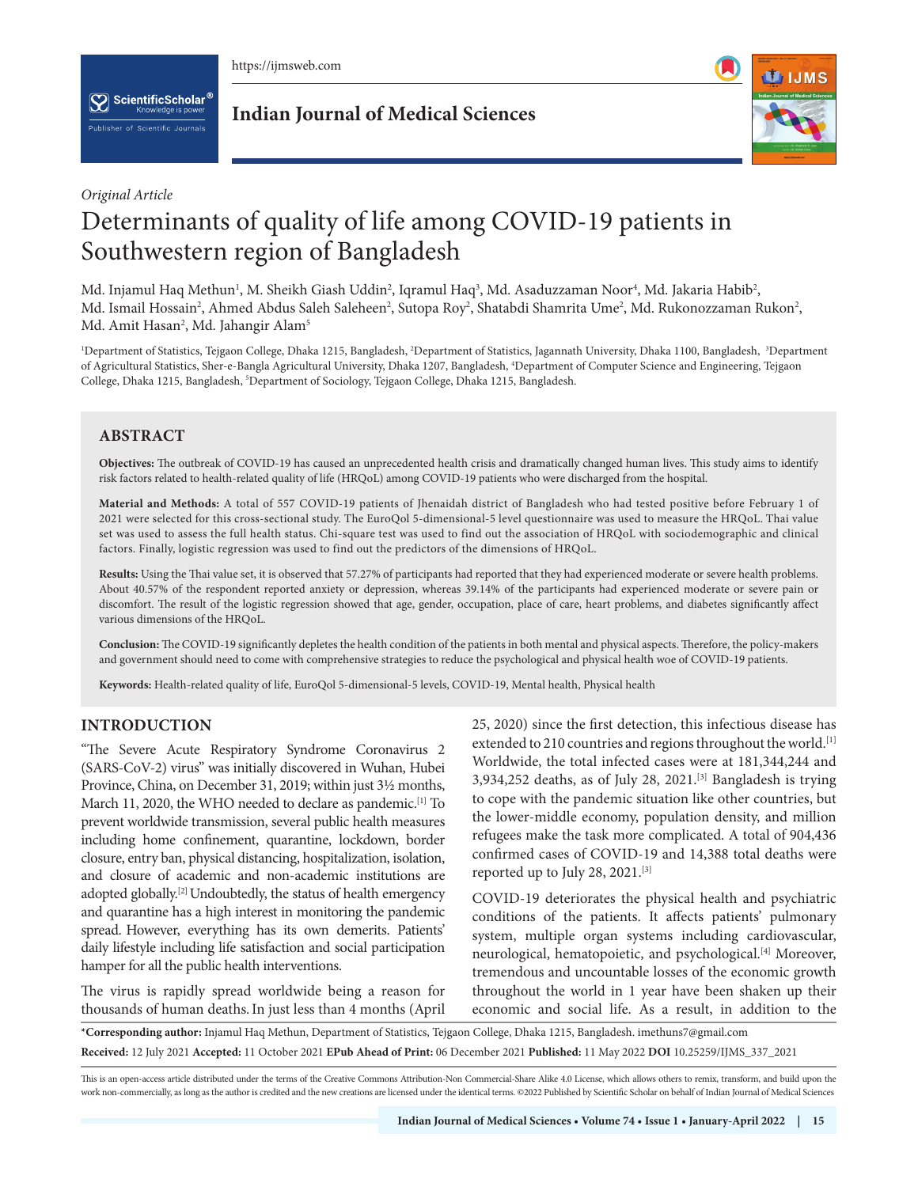*Original Article*

# Determinants of quality of life among COVID-19 patients in Southwestern region of Bangladesh

Md. Injamul Haq Methun[1], M. Sheikh Giash Uddin[2], Iqramul Haq[3], Md. Asaduzzaman Noor[4], Md. Jakaria Habib[2], Md. Ismail Hossain[2], Ahmed Abdus Saleh Saleheen[2], Sutopa Roy[2], Shatabdi Shamrita Ume[2], Md. Rukonozzaman Rukon[2], Md. Amit Hasan[2], Md. Jahangir Alam[5]

[1]Department of Statistics, Tejgaon College, Dhaka 1215, Bangladesh, [2]Department of Statistics, Jagannath University, Dhaka 1100, Bangladesh, [3]Department of Agricultural Statistics, Sher-e-Bangla Agricultural University, Dhaka 1207, Bangladesh, [4]Department of Computer Science and Engineering, Tejgaon College, Dhaka 1215, Bangladesh, [5]Department of Sociology, Tejgaon College, Dhaka 1215, Bangladesh.

## ABSTRACT

**Objectives:** The outbreak of COVID-19 has caused an unprecedented health crisis and dramatically changed human lives. This study aims to identify risk factors related to health-related quality of life (HRQoL) among COVID-19 patients who were discharged from the hospital.

**Material and Methods:** A total of 557 COVID-19 patients of Jhenaidah district of Bangladesh who had tested positive before February 1 of 2021 were selected for this cross-sectional study. The EuroQol 5-dimensional-5 level questionnaire was used to measure the HRQoL. Thai value set was used to assess the full health status. Chi-square test was used to find out the association of HRQoL with sociodemographic and clinical factors. Finally, logistic regression was used to find out the predictors of the dimensions of HRQoL.

**Results:** Using the Thai value set, it is observed that 57.27% of participants had reported that they had experienced moderate or severe health problems. About 40.57% of the respondent reported anxiety or depression, whereas 39.14% of the participants had experienced moderate or severe pain or discomfort. The result of the logistic regression showed that age, gender, occupation, place of care, heart problems, and diabetes significantly affect various dimensions of the HRQoL.

**Conclusion:** The COVID-19 significantly depletes the health condition of the patients in both mental and physical aspects. Therefore, the policy-makers and government should need to come with comprehensive strategies to reduce the psychological and physical health woe of COVID-19 patients.

**Keywords:** Health-related quality of life, EuroQol 5-dimensional-5 levels, COVID-19, Mental health, Physical health

## INTRODUCTION

"The Severe Acute Respiratory Syndrome Coronavirus 2 (SARS-CoV-2) virus" was initially discovered in Wuhan, Hubei Province, China, on December 31, 2019; within just 3½ months, March 11, 2020, the WHO needed to declare as pandemic.[1] To prevent worldwide transmission, several public health measures including home confinement, quarantine, lockdown, border closure, entry ban, physical distancing, hospitalization, isolation, and closure of academic and non-academic institutions are adopted globally.[2] Undoubtedly, the status of health emergency and quarantine has a high interest in monitoring the pandemic spread. However, everything has its own demerits. Patients' daily lifestyle including life satisfaction and social participation hamper for all the public health interventions.

The virus is rapidly spread worldwide being a reason for thousands of human deaths. In just less than 4 months (April 25, 2020) since the first detection, this infectious disease has extended to 210 countries and regions throughout the world.[1] Worldwide, the total infected cases were at 181,344,244 and 3,934,252 deaths, as of July 28, 2021.[3] Bangladesh is trying to cope with the pandemic situation like other countries, but the lower-middle economy, population density, and million refugees make the task more complicated. A total of 904,436 confirmed cases of COVID-19 and 14,388 total deaths were reported up to July 28, 2021.[3]

COVID-19 deteriorates the physical health and psychiatric conditions of the patients. It affects patients' pulmonary system, multiple organ systems including cardiovascular, neurological, hematopoietic, and psychological.[4] Moreover, tremendous and uncountable losses of the economic growth throughout the world in 1 year have been shaken up their economic and social life. As a result, in addition to the

**\*Corresponding author:** Injamul Haq Methun, Department of Statistics, Tejgaon College, Dhaka 1215, Bangladesh. imethuns7@gmail.com

**Received:** 12 July 2021 **Accepted:** 11 October 2021 **EPub Ahead of Print:** 06 December 2021 **Published:** 11 May 2022 **DOI** 10.25259/IJMS_337_2021

This is an open-access article distributed under the terms of the Creative Commons Attribution-Non Commercial-Share Alike 4.0 License, which allows others to remix, transform, and build upon the work non-commercially, as long as the author is credited and the new creations are licensed under the identical terms. ©2022 Published by Scientific Scholar on behalf of Indian Journal of Medical Sciences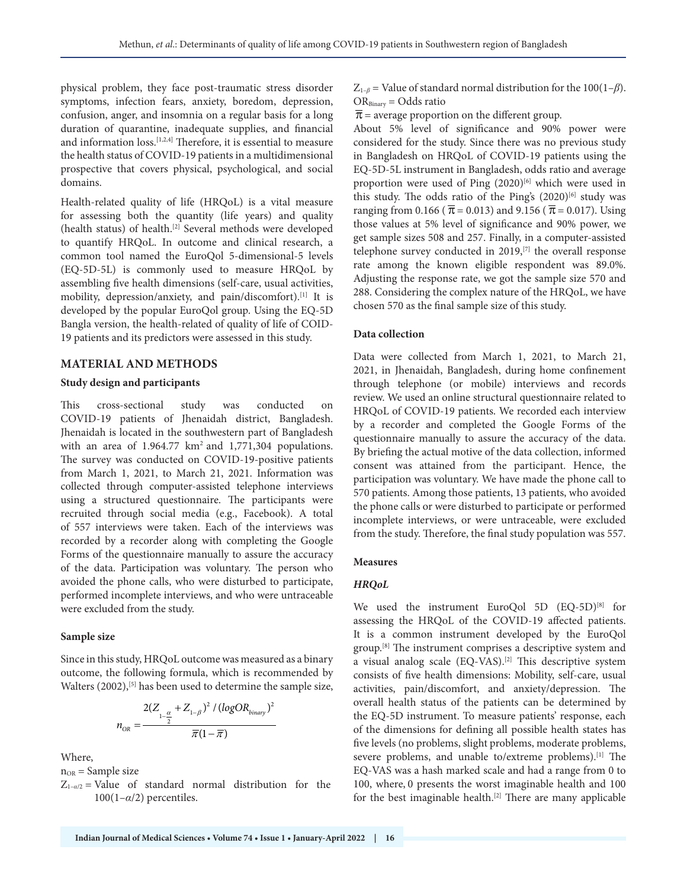physical problem, they face post-traumatic stress disorder symptoms, infection fears, anxiety, boredom, depression, confusion, anger, and insomnia on a regular basis for a long duration of quarantine, inadequate supplies, and financial and information loss.[1,2,4] Therefore, it is essential to measure the health status of COVID-19 patients in a multidimensional prospective that covers physical, psychological, and social domains.

Health-related quality of life (HRQoL) is a vital measure for assessing both the quantity (life years) and quality (health status) of health.[2] Several methods were developed to quantify HRQoL. In outcome and clinical research, a common tool named the EuroQol 5-dimensional-5 levels (EQ-5D-5L) is commonly used to measure HRQoL by assembling five health dimensions (self-care, usual activities, mobility, depression/anxiety, and pain/discomfort).[1] It is developed by the popular EuroQol group. Using the EQ-5D Bangla version, the health-related of quality of life of COID-19 patients and its predictors were assessed in this study.

## MATERIAL AND METHODS

### Study design and participants

This cross-sectional study was conducted on COVID-19 patients of Jhenaidah district, Bangladesh. Jhenaidah is located in the southwestern part of Bangladesh with an area of 1.964.77 km$^2$ and 1,771,304 populations. The survey was conducted on COVID-19-positive patients from March 1, 2021, to March 21, 2021. Information was collected through computer-assisted telephone interviews using a structured questionnaire. The participants were recruited through social media (e.g., Facebook). A total of 557 interviews were taken. Each of the interviews was recorded by a recorder along with completing the Google Forms of the questionnaire manually to assure the accuracy of the data. Participation was voluntary. The person who avoided the phone calls, who were disturbed to participate, performed incomplete interviews, and who were untraceable were excluded from the study.

### Sample size

Since in this study, HRQoL outcome was measured as a binary outcome, the following formula, which is recommended by Walters (2002),[5] has been used to determine the sample size,

$$n_{OR} = \frac{2(Z_{1-\frac{\alpha}{2}} + Z_{1-\beta})^2 / (logOR_{binary})^2}{\bar{\pi}(1-\bar{\pi})}$$

Where,

$n_{OR}$ = Sample size

$Z_{1-\alpha/2}$ = Value of standard normal distribution for the 100(1–$\alpha$/2) percentiles.

$Z_{1-\beta}$ = Value of standard normal distribution for the 100(1–$\beta$).

$OR_{Binary}$ = Odds ratio

$\bar{\pi}$ = average proportion on the different group.

About 5% level of significance and 90% power were considered for the study. Since there was no previous study in Bangladesh on HRQoL of COVID-19 patients using the EQ-5D-5L instrument in Bangladesh, odds ratio and average proportion were used of Ping (2020)[6] which were used in this study. The odds ratio of the Ping's (2020)[6] study was ranging from 0.166 ( $\bar{\pi}$ = 0.013) and 9.156 ( $\bar{\pi}$ = 0.017). Using those values at 5% level of significance and 90% power, we get sample sizes 508 and 257. Finally, in a computer-assisted telephone survey conducted in 2019,[7] the overall response rate among the known eligible respondent was 89.0%. Adjusting the response rate, we got the sample size 570 and 288. Considering the complex nature of the HRQoL, we have chosen 570 as the final sample size of this study.

### Data collection

Data were collected from March 1, 2021, to March 21, 2021, in Jhenaidah, Bangladesh, during home confinement through telephone (or mobile) interviews and records review. We used an online structural questionnaire related to HRQoL of COVID-19 patients. We recorded each interview by a recorder and completed the Google Forms of the questionnaire manually to assure the accuracy of the data. By briefing the actual motive of the data collection, informed consent was attained from the participant. Hence, the participation was voluntary. We have made the phone call to 570 patients. Among those patients, 13 patients, who avoided the phone calls or were disturbed to participate or performed incomplete interviews, or were untraceable, were excluded from the study. Therefore, the final study population was 557.

### Measures

#### *HRQoL*

We used the instrument EuroQol 5D (EQ-5D)[8] for assessing the HRQoL of the COVID-19 affected patients. It is a common instrument developed by the EuroQol group.[8] The instrument comprises a descriptive system and a visual analog scale (EQ-VAS).[2] This descriptive system consists of five health dimensions: Mobility, self-care, usual activities, pain/discomfort, and anxiety/depression. The overall health status of the patients can be determined by the EQ-5D instrument. To measure patients' response, each of the dimensions for defining all possible health states has five levels (no problems, slight problems, moderate problems, severe problems, and unable to/extreme problems).[1] The EQ-VAS was a hash marked scale and had a range from 0 to 100, where, 0 presents the worst imaginable health and 100 for the best imaginable health.[2] There are many applicable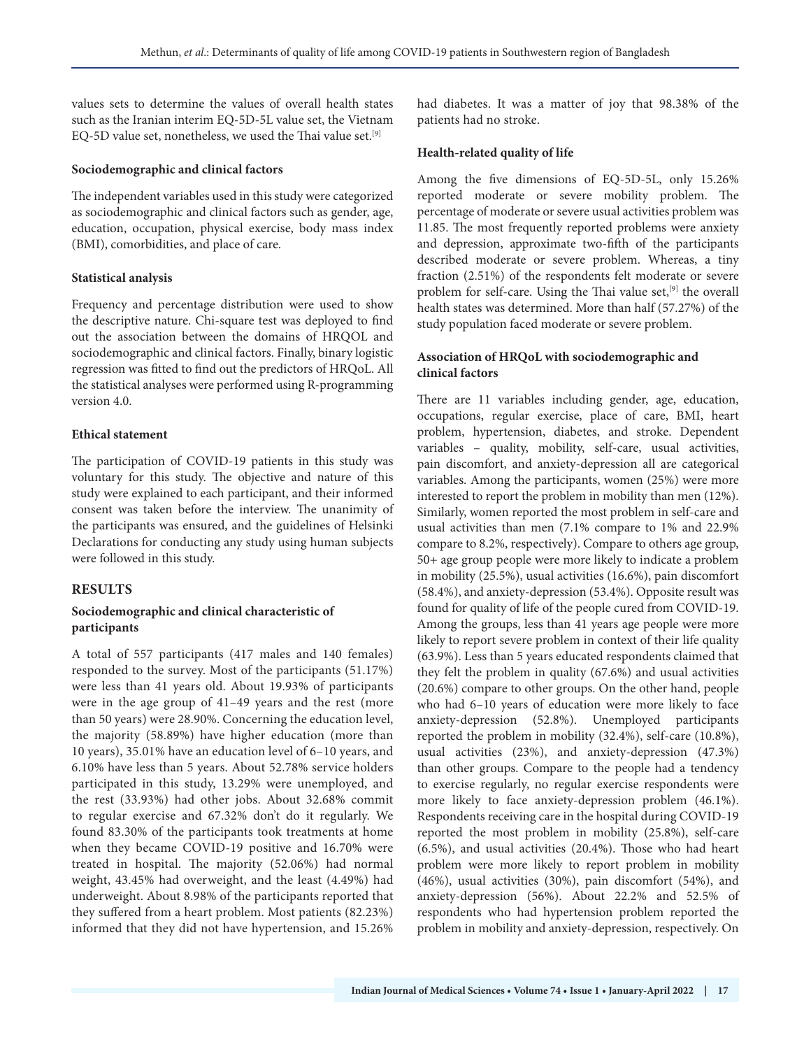values sets to determine the values of overall health states such as the Iranian interim EQ-5D-5L value set, the Vietnam EQ-5D value set, nonetheless, we used the Thai value set.[9]

### Sociodemographic and clinical factors

The independent variables used in this study were categorized as sociodemographic and clinical factors such as gender, age, education, occupation, physical exercise, body mass index (BMI), comorbidities, and place of care.

### Statistical analysis

Frequency and percentage distribution were used to show the descriptive nature. Chi-square test was deployed to find out the association between the domains of HRQOL and sociodemographic and clinical factors. Finally, binary logistic regression was fitted to find out the predictors of HRQoL. All the statistical analyses were performed using R-programming version 4.0.

### Ethical statement

The participation of COVID-19 patients in this study was voluntary for this study. The objective and nature of this study were explained to each participant, and their informed consent was taken before the interview. The unanimity of the participants was ensured, and the guidelines of Helsinki Declarations for conducting any study using human subjects were followed in this study.

## RESULTS

### Sociodemographic and clinical characteristic of participants

A total of 557 participants (417 males and 140 females) responded to the survey. Most of the participants (51.17%) were less than 41 years old. About 19.93% of participants were in the age group of 41–49 years and the rest (more than 50 years) were 28.90%. Concerning the education level, the majority (58.89%) have higher education (more than 10 years), 35.01% have an education level of 6–10 years, and 6.10% have less than 5 years. About 52.78% service holders participated in this study, 13.29% were unemployed, and the rest (33.93%) had other jobs. About 32.68% commit to regular exercise and 67.32% don't do it regularly. We found 83.30% of the participants took treatments at home when they became COVID-19 positive and 16.70% were treated in hospital. The majority (52.06%) had normal weight, 43.45% had overweight, and the least (4.49%) had underweight. About 8.98% of the participants reported that they suffered from a heart problem. Most patients (82.23%) informed that they did not have hypertension, and 15.26% had diabetes. It was a matter of joy that 98.38% of the patients had no stroke.

### Health-related quality of life

Among the five dimensions of EQ-5D-5L, only 15.26% reported moderate or severe mobility problem. The percentage of moderate or severe usual activities problem was 11.85. The most frequently reported problems were anxiety and depression, approximate two-fifth of the participants described moderate or severe problem. Whereas, a tiny fraction (2.51%) of the respondents felt moderate or severe problem for self-care. Using the Thai value set,[9] the overall health states was determined. More than half (57.27%) of the study population faced moderate or severe problem.

### Association of HRQoL with sociodemographic and clinical factors

There are 11 variables including gender, age, education, occupations, regular exercise, place of care, BMI, heart problem, hypertension, diabetes, and stroke. Dependent variables – quality, mobility, self-care, usual activities, pain discomfort, and anxiety-depression all are categorical variables. Among the participants, women (25%) were more interested to report the problem in mobility than men (12%). Similarly, women reported the most problem in self-care and usual activities than men (7.1% compare to 1% and 22.9% compare to 8.2%, respectively). Compare to others age group, 50+ age group people were more likely to indicate a problem in mobility (25.5%), usual activities (16.6%), pain discomfort (58.4%), and anxiety-depression (53.4%). Opposite result was found for quality of life of the people cured from COVID-19. Among the groups, less than 41 years age people were more likely to report severe problem in context of their life quality (63.9%). Less than 5 years educated respondents claimed that they felt the problem in quality (67.6%) and usual activities (20.6%) compare to other groups. On the other hand, people who had 6–10 years of education were more likely to face anxiety-depression (52.8%). Unemployed participants reported the problem in mobility (32.4%), self-care (10.8%), usual activities (23%), and anxiety-depression (47.3%) than other groups. Compare to the people had a tendency to exercise regularly, no regular exercise respondents were more likely to face anxiety-depression problem (46.1%). Respondents receiving care in the hospital during COVID-19 reported the most problem in mobility (25.8%), self-care (6.5%), and usual activities (20.4%). Those who had heart problem were more likely to report problem in mobility (46%), usual activities (30%), pain discomfort (54%), and anxiety-depression (56%). About 22.2% and 52.5% of respondents who had hypertension problem reported the problem in mobility and anxiety-depression, respectively. On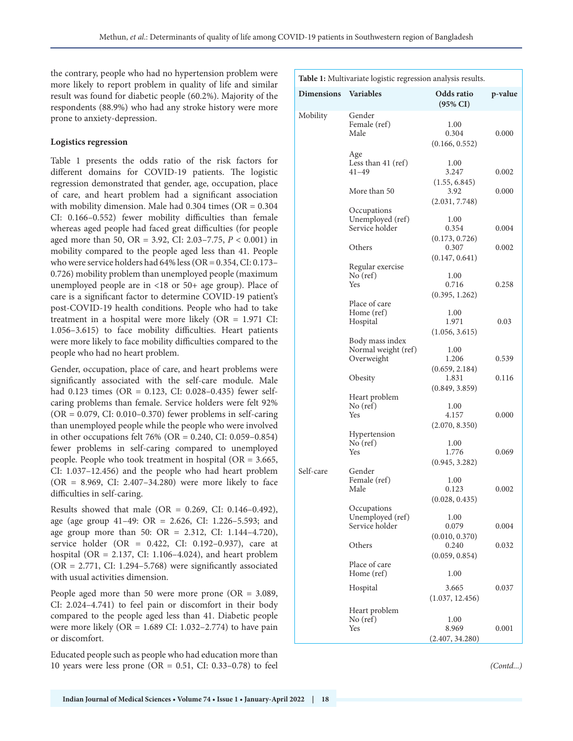the contrary, people who had no hypertension problem were more likely to report problem in quality of life and similar result was found for diabetic people (60.2%). Majority of the respondents (88.9%) who had any stroke history were more prone to anxiety-depression.

### Logistics regression

Table 1 presents the odds ratio of the risk factors for different domains for COVID-19 patients. The logistic regression demonstrated that gender, age, occupation, place of care, and heart problem had a significant association with mobility dimension. Male had 0.304 times (OR = 0.304 CI: 0.166–0.552) fewer mobility difficulties than female whereas aged people had faced great difficulties (for people aged more than 50, OR = 3.92, CI: 2.03–7.75, $P < 0.001$) in mobility compared to the people aged less than 41. People who were service holders had 64% less (OR = 0.354, CI: 0.173–0.726) mobility problem than unemployed people (maximum unemployed people are in <18 or 50+ age group). Place of care is a significant factor to determine COVID-19 patient's post-COVID-19 health conditions. People who had to take treatment in a hospital were more likely (OR = 1.971 CI: 1.056–3.615) to face mobility difficulties. Heart patients were more likely to face mobility difficulties compared to the people who had no heart problem.

Gender, occupation, place of care, and heart problems were significantly associated with the self-care module. Male had 0.123 times (OR = 0.123, CI: 0.028–0.435) fewer self-caring problems than female. Service holders were felt 92% (OR = 0.079, CI: 0.010–0.370) fewer problems in self-caring than unemployed people while the people who were involved in other occupations felt 76% (OR = 0.240, CI: 0.059–0.854) fewer problems in self-caring compared to unemployed people. People who took treatment in hospital (OR = 3.665, CI: 1.037–12.456) and the people who had heart problem (OR = 8.969, CI: 2.407–34.280) were more likely to face difficulties in self-caring.

Results showed that male (OR = 0.269, CI: 0.146–0.492), age (age group 41–49: OR = 2.626, CI: 1.226–5.593; and age group more than 50: OR = 2.312, CI: 1.144–4.720), service holder (OR = 0.422, CI: 0.192–0.937), care at hospital (OR = 2.137, CI: 1.106–4.024), and heart problem (OR = 2.771, CI: 1.294–5.768) were significantly associated with usual activities dimension.

People aged more than 50 were more prone (OR = 3.089, CI: 2.024–4.741) to feel pain or discomfort in their body compared to the people aged less than 41. Diabetic people were more likely (OR = 1.689 CI: 1.032–2.774) to have pain or discomfort.

Educated people such as people who had education more than 10 years were less prone (OR = 0.51, CI: 0.33–0.78) to feel

**Table 1:** Multivariate logistic regression analysis results.

| Dimensions | Variables | Odds ratio (95% CI) | p-value |
|---|---|---|---|
| Mobility | Gender | | |
| | Female (ref) | 1.00 | |
| | Male | 0.304 (0.166, 0.552) | 0.000 |
| | Age | | |
| | Less than 41 (ref) | 1.00 | |
| | 41–49 | 3.247 (1.55, 6.845) | 0.002 |
| | More than 50 | 3.92 (2.031, 7.748) | 0.000 |
| | Occupations | | |
| | Unemployed (ref) | 1.00 | |
| | Service holder | 0.354 (0.173, 0.726) | 0.004 |
| | Others | 0.307 (0.147, 0.641) | 0.002 |
| | Regular exercise | | |
| | No (ref) | 1.00 | |
| | Yes | 0.716 (0.395, 1.262) | 0.258 |
| | Place of care | | |
| | Home (ref) | 1.00 | |
| | Hospital | 1.971 (1.056, 3.615) | 0.03 |
| | Body mass index | | |
| | Normal weight (ref) | 1.00 | |
| | Overweight | 1.206 (0.659, 2.184) | 0.539 |
| | Obesity | 1.831 (0.849, 3.859) | 0.116 |
| | Heart problem | | |
| | No (ref) | 1.00 | |
| | Yes | 4.157 (2.070, 8.350) | 0.000 |
| | Hypertension | | |
| | No (ref) | 1.00 | |
| | Yes | 1.776 (0.945, 3.282) | 0.069 |
| Self-care | Gender | | |
| | Female (ref) | 1.00 | |
| | Male | 0.123 (0.028, 0.435) | 0.002 |
| | Occupations | | |
| | Unemployed (ref) | 1.00 | |
| | Service holder | 0.079 (0.010, 0.370) | 0.004 |
| | Others | 0.240 (0.059, 0.854) | 0.032 |
| | Place of care | | |
| | Home (ref) | 1.00 | |
| | Hospital | 3.665 (1.037, 12.456) | 0.037 |
| | Heart problem | | |
| | No (ref) | 1.00 | |
| | Yes | 8.969 (2.407, 34.280) | 0.001 |

*(Contd...)*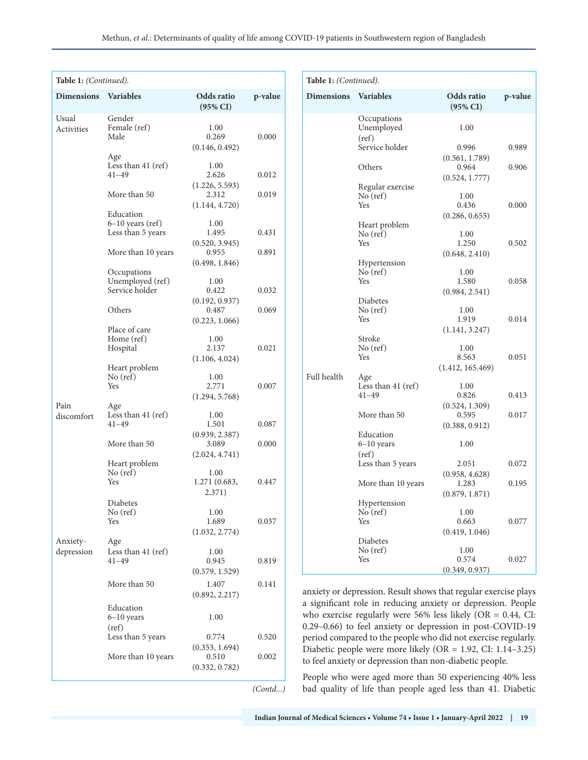**Table 1:** *(Continued).*

| Dimensions | Variables | Odds ratio (95% CI) | p-value |
|---|---|---|---|
| Usual Activities | Gender | | |
| | Female (ref) | 1.00 | |
| | Male | 0.269 (0.146, 0.492) | 0.000 |
| | Age | | |
| | Less than 41 (ref) | 1.00 | |
| | 41–49 | 2.626 (1.226, 5.593) | 0.012 |
| | More than 50 | 2.312 (1.144, 4.720) | 0.019 |
| | Education | | |
| | 6–10 years (ref) | 1.00 | |
| | Less than 5 years | 1.495 (0.520, 3.945) | 0.431 |
| | More than 10 years | 0.955 (0.498, 1.846) | 0.891 |
| | Occupations | | |
| | Unemployed (ref) | 1.00 | |
| | Service holder | 0.422 (0.192, 0.937) | 0.032 |
| | Others | 0.487 (0.223, 1.066) | 0.069 |
| | Place of care | | |
| | Home (ref) | 1.00 | |
| | Hospital | 2.137 (1.106, 4.024) | 0.021 |
| | Heart problem | | |
| | No (ref) | 1.00 | |
| | Yes | 2.771 (1.294, 5.768) | 0.007 |
| Pain discomfort | Age | | |
| | Less than 41 (ref) | 1.00 | |
| | 41–49 | 1.501 (0.939, 2.387) | 0.087 |
| | More than 50 | 3.089 (2.024, 4.741) | 0.000 |
| | Heart problem | | |
| | No (ref) | 1.00 | |
| | Yes | 1.271 (0.683, 2.371) | 0.447 |
| | Diabetes | | |
| | No (ref) | 1.00 | |
| | Yes | 1.689 (1.032, 2.774) | 0.037 |
| Anxiety-depression | Age | | |
| | Less than 41 (ref) | 1.00 | |
| | 41–49 | 0.945 (0.579, 1.529) | 0.819 |
| | More than 50 | 1.407 (0.892, 2.217) | 0.141 |
| | Education | | |
| | 6–10 years (ref) | 1.00 | |
| | Less than 5 years | 0.774 (0.353, 1.694) | 0.520 |
| | More than 10 years | 0.510 (0.332, 0.782) | 0.002 |
| | Occupations | | |
| | Unemployed (ref) | 1.00 | |
| | Service holder | 0.996 (0.561, 1.789) | 0.989 |
| | Others | 0.964 (0.524, 1.777) | 0.906 |
| | Regular exercise | | |
| | No (ref) | 1.00 | |
| | Yes | 0.436 (0.286, 0.655) | 0.000 |
| | Heart problem | | |
| | No (ref) | 1.00 | |
| | Yes | 1.250 (0.648, 2.410) | 0.502 |
| | Hypertension | | |
| | No (ref) | 1.00 | |
| | Yes | 1.580 (0.984, 2.541) | 0.058 |
| | Diabetes | | |
| | No (ref) | 1.00 | |
| | Yes | 1.919 (1.141, 3.247) | 0.014 |
| | Stroke | | |
| | No (ref) | 1.00 | |
| | Yes | 8.563 (1.412, 165.469) | 0.051 |
| Full health | Age | | |
| | Less than 41 (ref) | 1.00 | |
| | 41–49 | 0.826 (0.524, 1.309) | 0.413 |
| | More than 50 | 0.595 (0.388, 0.912) | 0.017 |
| | Education | | |
| | 6–10 years (ref) | 1.00 | |
| | Less than 5 years | 2.051 (0.958, 4.628) | 0.072 |
| | More than 10 years | 1.283 (0.879, 1.871) | 0.195 |
| | Hypertension | | |
| | No (ref) | 1.00 | |
| | Yes | 0.663 (0.419, 1.046) | 0.077 |
| | Diabetes | | |
| | No (ref) | 1.00 | |
| | Yes | 0.574 (0.349, 0.937) | 0.027 |

anxiety or depression. Result shows that regular exercise plays a significant role in reducing anxiety or depression. People who exercise regularly were 56% less likely (OR = 0.44, CI: 0.29–0.66) to feel anxiety or depression in post-COVID-19 period compared to the people who did not exercise regularly. Diabetic people were more likely (OR = 1.92, CI: 1.14–3.25) to feel anxiety or depression than non-diabetic people.

People who were aged more than 50 experiencing 40% less bad quality of life than people aged less than 41. Diabetic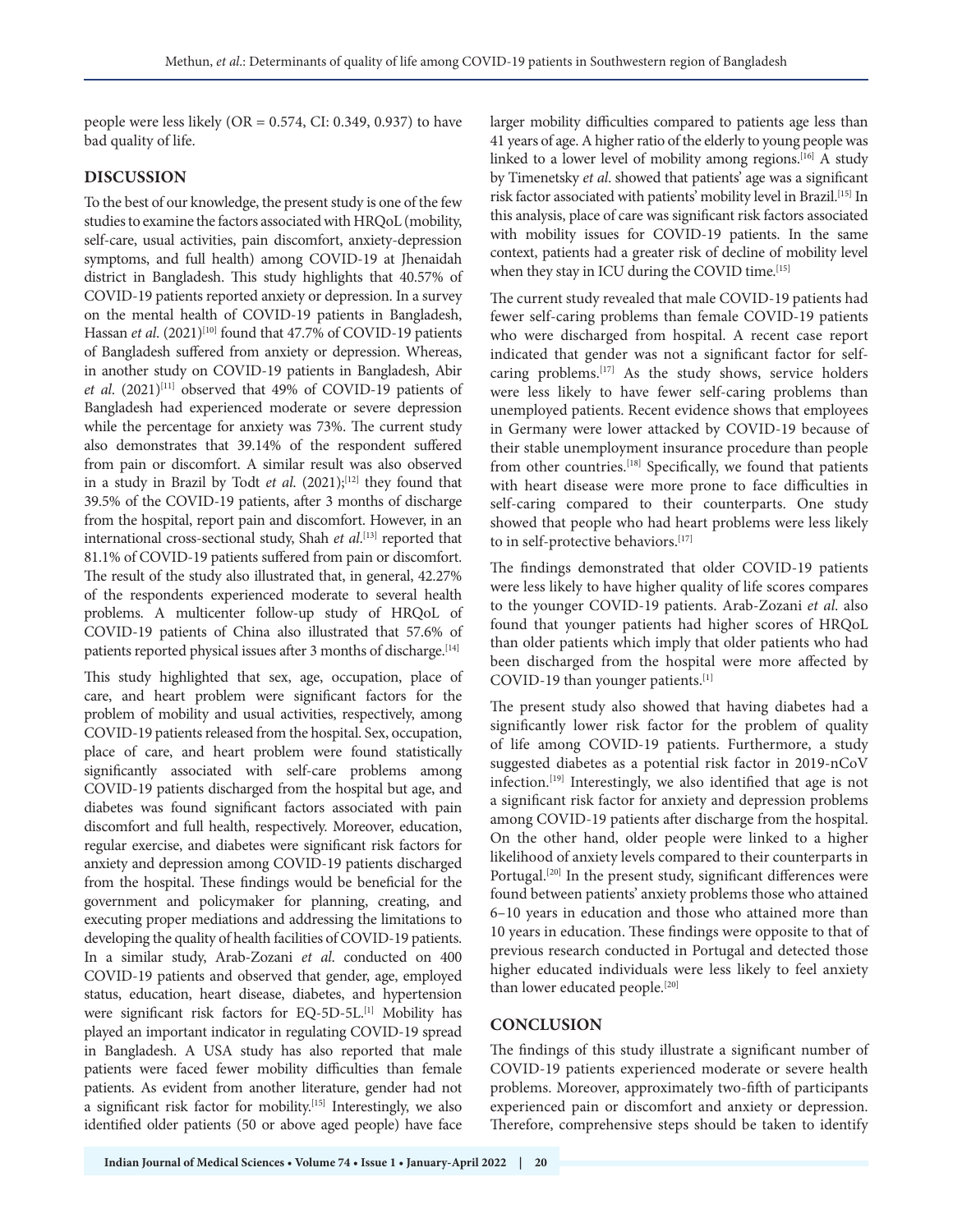people were less likely (OR = 0.574, CI: 0.349, 0.937) to have bad quality of life.

## DISCUSSION

To the best of our knowledge, the present study is one of the few studies to examine the factors associated with HRQoL (mobility, self-care, usual activities, pain discomfort, anxiety-depression symptoms, and full health) among COVID-19 at Jhenaidah district in Bangladesh. This study highlights that 40.57% of COVID-19 patients reported anxiety or depression. In a survey on the mental health of COVID-19 patients in Bangladesh, Hassan *et al*. (2021)[10] found that 47.7% of COVID-19 patients of Bangladesh suffered from anxiety or depression. Whereas, in another study on COVID-19 patients in Bangladesh, Abir *et al*. (2021)[11] observed that 49% of COVID-19 patients of Bangladesh had experienced moderate or severe depression while the percentage for anxiety was 73%. The current study also demonstrates that 39.14% of the respondent suffered from pain or discomfort. A similar result was also observed in a study in Brazil by Todt *et al*. (2021);[12] they found that 39.5% of the COVID-19 patients, after 3 months of discharge from the hospital, report pain and discomfort. However, in an international cross-sectional study, Shah *et al*.[13] reported that 81.1% of COVID-19 patients suffered from pain or discomfort. The result of the study also illustrated that, in general, 42.27% of the respondents experienced moderate to several health problems. A multicenter follow-up study of HRQoL of COVID-19 patients of China also illustrated that 57.6% of patients reported physical issues after 3 months of discharge.[14]

This study highlighted that sex, age, occupation, place of care, and heart problem were significant factors for the problem of mobility and usual activities, respectively, among COVID-19 patients released from the hospital. Sex, occupation, place of care, and heart problem were found statistically significantly associated with self-care problems among COVID-19 patients discharged from the hospital but age, and diabetes was found significant factors associated with pain discomfort and full health, respectively. Moreover, education, regular exercise, and diabetes were significant risk factors for anxiety and depression among COVID-19 patients discharged from the hospital. These findings would be beneficial for the government and policymaker for planning, creating, and executing proper mediations and addressing the limitations to developing the quality of health facilities of COVID-19 patients. In a similar study, Arab-Zozani *et al*. conducted on 400 COVID-19 patients and observed that gender, age, employed status, education, heart disease, diabetes, and hypertension were significant risk factors for EQ-5D-5L.[1] Mobility has played an important indicator in regulating COVID-19 spread in Bangladesh. A USA study has also reported that male patients were faced fewer mobility difficulties than female patients. As evident from another literature, gender had not a significant risk factor for mobility.[15] Interestingly, we also identified older patients (50 or above aged people) have face larger mobility difficulties compared to patients age less than 41 years of age. A higher ratio of the elderly to young people was linked to a lower level of mobility among regions.[16] A study by Timenetsky *et al*. showed that patients' age was a significant risk factor associated with patients' mobility level in Brazil.[15] In this analysis, place of care was significant risk factors associated with mobility issues for COVID-19 patients. In the same context, patients had a greater risk of decline of mobility level when they stay in ICU during the COVID time.[15]

The current study revealed that male COVID-19 patients had fewer self-caring problems than female COVID-19 patients who were discharged from hospital. A recent case report indicated that gender was not a significant factor for self-caring problems.[17] As the study shows, service holders were less likely to have fewer self-caring problems than unemployed patients. Recent evidence shows that employees in Germany were lower attacked by COVID-19 because of their stable unemployment insurance procedure than people from other countries.[18] Specifically, we found that patients with heart disease were more prone to face difficulties in self-caring compared to their counterparts. One study showed that people who had heart problems were less likely to in self-protective behaviors.[17]

The findings demonstrated that older COVID-19 patients were less likely to have higher quality of life scores compares to the younger COVID-19 patients. Arab-Zozani *et al*. also found that younger patients had higher scores of HRQoL than older patients which imply that older patients who had been discharged from the hospital were more affected by COVID-19 than younger patients.[1]

The present study also showed that having diabetes had a significantly lower risk factor for the problem of quality of life among COVID-19 patients. Furthermore, a study suggested diabetes as a potential risk factor in 2019-nCoV infection.[19] Interestingly, we also identified that age is not a significant risk factor for anxiety and depression problems among COVID-19 patients after discharge from the hospital. On the other hand, older people were linked to a higher likelihood of anxiety levels compared to their counterparts in Portugal.[20] In the present study, significant differences were found between patients' anxiety problems those who attained 6–10 years in education and those who attained more than 10 years in education. These findings were opposite to that of previous research conducted in Portugal and detected those higher educated individuals were less likely to feel anxiety than lower educated people.[20]

## CONCLUSION

The findings of this study illustrate a significant number of COVID-19 patients experienced moderate or severe health problems. Moreover, approximately two-fifth of participants experienced pain or discomfort and anxiety or depression. Therefore, comprehensive steps should be taken to identify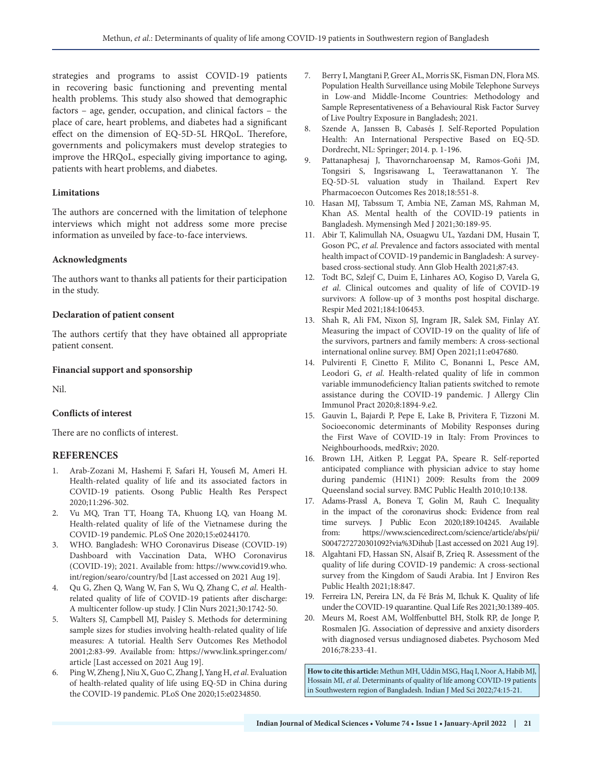strategies and programs to assist COVID-19 patients in recovering basic functioning and preventing mental health problems. This study also showed that demographic factors – age, gender, occupation, and clinical factors – the place of care, heart problems, and diabetes had a significant effect on the dimension of EQ-5D-5L HRQoL. Therefore, governments and policymakers must develop strategies to improve the HRQoL, especially giving importance to aging, patients with heart problems, and diabetes.

### Limitations

The authors are concerned with the limitation of telephone interviews which might not address some more precise information as unveiled by face-to-face interviews.

### Acknowledgments

The authors want to thanks all patients for their participation in the study.

### Declaration of patient consent

The authors certify that they have obtained all appropriate patient consent.

### Financial support and sponsorship

Nil.

### Conflicts of interest

There are no conflicts of interest.

## REFERENCES

1. Arab-Zozani M, Hashemi F, Safari H, Yousefi M, Ameri H. Health-related quality of life and its associated factors in COVID-19 patients. Osong Public Health Res Perspect 2020;11:296-302.
2. Vu MQ, Tran TT, Hoang TA, Khuong LQ, van Hoang M. Health-related quality of life of the Vietnamese during the COVID-19 pandemic. PLoS One 2020;15:e0244170.
3. WHO. Bangladesh: WHO Coronavirus Disease (COVID-19) Dashboard with Vaccination Data, WHO Coronavirus (COVID-19); 2021. Available from: https://www.covid19.who.int/region/searo/country/bd [Last accessed on 2021 Aug 19].
4. Qu G, Zhen Q, Wang W, Fan S, Wu Q, Zhang C, *et al*. Health-related quality of life of COVID-19 patients after discharge: A multicenter follow-up study. J Clin Nurs 2021;30:1742-50.
5. Walters SJ, Campbell MJ, Paisley S. Methods for determining sample sizes for studies involving health-related quality of life measures: A tutorial. Health Serv Outcomes Res Methodol 2001;2:83-99. Available from: https://www.link.springer.com/article [Last accessed on 2021 Aug 19].
6. Ping W, Zheng J, Niu X, Guo C, Zhang J, Yang H, *et al*. Evaluation of health-related quality of life using EQ-5D in China during the COVID-19 pandemic. PLoS One 2020;15:e0234850.
7. Berry I, Mangtani P, Greer AL, Morris SK, Fisman DN, Flora MS. Population Health Surveillance using Mobile Telephone Surveys in Low-and Middle-Income Countries: Methodology and Sample Representativeness of a Behavioural Risk Factor Survey of Live Poultry Exposure in Bangladesh; 2021.
8. Szende A, Janssen B, Cabasés J. Self-Reported Population Health: An International Perspective Based on EQ-5D. Dordrecht, NL: Springer; 2014. p. 1-196.
9. Pattanaphesaj J, Thavorncharoensap M, Ramos-Goñi JM, Tongsiri S, Ingsrisawang L, Teerawattananon Y. The EQ-5D-5L valuation study in Thailand. Expert Rev Pharmacoecon Outcomes Res 2018;18:551-8.
10. Hasan MJ, Tabssum T, Ambia NE, Zaman MS, Rahman M, Khan AS. Mental health of the COVID-19 patients in Bangladesh. Mymensingh Med J 2021;30:189-95.
11. Abir T, Kalimullah NA, Osuagwu UL, Yazdani DM, Husain T, Goson PC, *et al*. Prevalence and factors associated with mental health impact of COVID-19 pandemic in Bangladesh: A survey-based cross-sectional study. Ann Glob Health 2021;87:43.
12. Todt BC, Szlejf C, Duim E, Linhares AO, Kogiso D, Varela G, *et al*. Clinical outcomes and quality of life of COVID-19 survivors: A follow-up of 3 months post hospital discharge. Respir Med 2021;184:106453.
13. Shah R, Ali FM, Nixon SJ, Ingram JR, Salek SM, Finlay AY. Measuring the impact of COVID-19 on the quality of life of the survivors, partners and family members: A cross-sectional international online survey. BMJ Open 2021;11:e047680.
14. Pulvirenti F, Cinetto F, Milito C, Bonanni L, Pesce AM, Leodori G, *et al*. Health-related quality of life in common variable immunodeficiency Italian patients switched to remote assistance during the COVID-19 pandemic. J Allergy Clin Immunol Pract 2020;8:1894-9.e2.
15. Gauvin L, Bajardi P, Pepe E, Lake B, Privitera F, Tizzoni M. Socioeconomic determinants of Mobility Responses during the First Wave of COVID-19 in Italy: From Provinces to Neighbourhoods, medRxiv; 2020.
16. Brown LH, Aitken P, Leggat PA, Speare R. Self-reported anticipated compliance with physician advice to stay home during pandemic (H1N1) 2009: Results from the 2009 Queensland social survey. BMC Public Health 2010;10:138.
17. Adams-Prassl A, Boneva T, Golin M, Rauh C. Inequality in the impact of the coronavirus shock: Evidence from real time surveys. J Public Econ 2020;189:104245. Available from: https://www.sciencedirect.com/science/article/abs/pii/S0047272720301092?via%3Dihub [Last accessed on 2021 Aug 19].
18. Algahtani FD, Hassan SN, Alsaif B, Zrieq R. Assessment of the quality of life during COVID-19 pandemic: A cross-sectional survey from the Kingdom of Saudi Arabia. Int J Environ Res Public Health 2021;18:847.
19. Ferreira LN, Pereira LN, da Fé Brás M, Ilchuk K. Quality of life under the COVID-19 quarantine. Qual Life Res 2021;30:1389-405.
20. Meurs M, Roest AM, Wolffenbuttel BH, Stolk RP, de Jonge P, Rosmalen JG. Association of depressive and anxiety disorders with diagnosed versus undiagnosed diabetes. Psychosom Med 2016;78:233-41.

**How to cite this article:** Methun MH, Uddin MSG, Haq I, Noor A, Habib MJ, Hossain MI, *et al*. Determinants of quality of life among COVID-19 patients in Southwestern region of Bangladesh. Indian J Med Sci 2022;74:15-21.